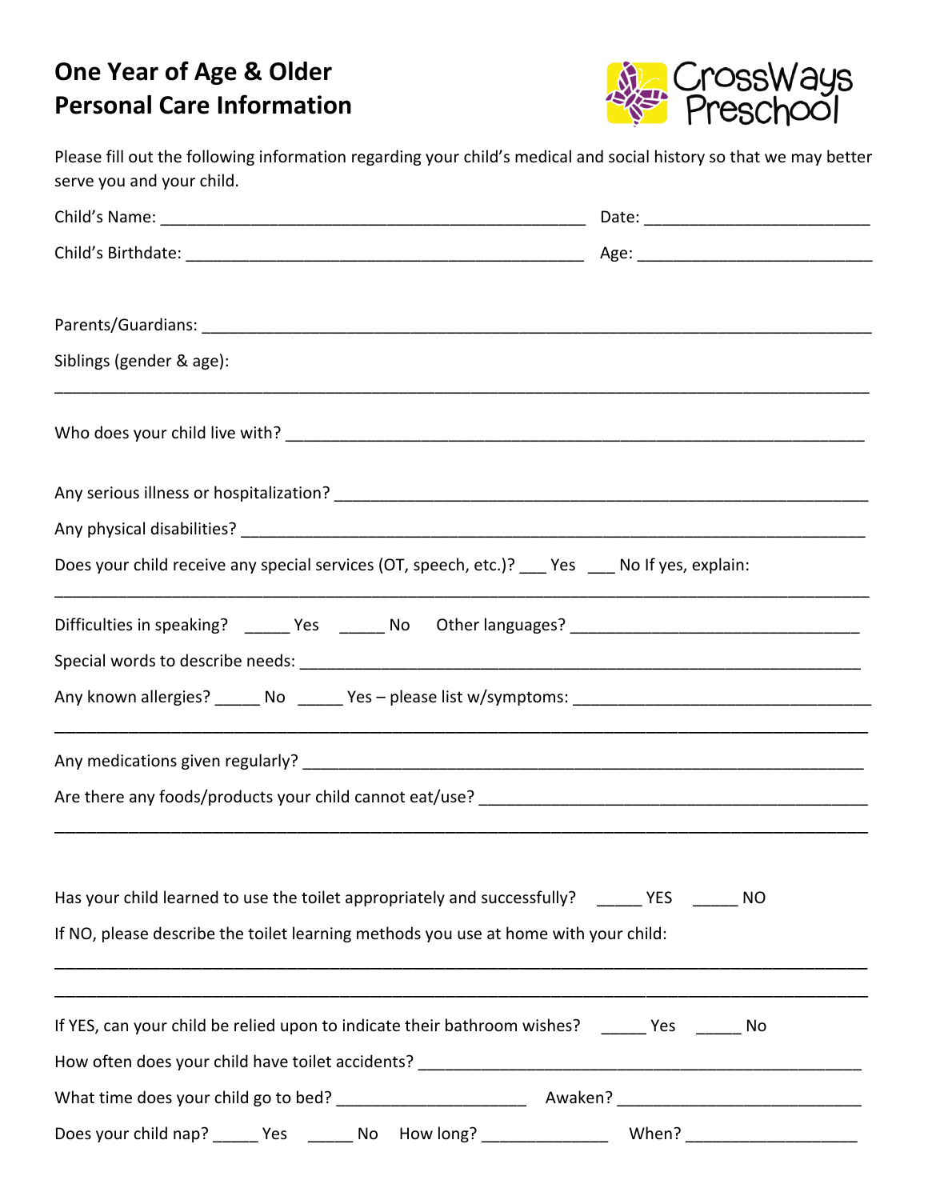# One Year of Age & Older
# Personal Care Information

CrossWays Preschool

Please fill out the following information regarding your child's medical and social history so that we may better serve you and your child.

Child's Name: _______________________________________________ Date: _________________________

Child's Birthdate: ____________________________________________ Age: __________________________

Parents/Guardians: ___________________________________________________________________________

Siblings (gender & age):

_____________________________________________________________________________________________

Who does your child live with? _________________________________________________________________

Any serious illness or hospitalization? ___________________________________________________________

Any physical disabilities? ______________________________________________________________________

Does your child receive any special services (OT, speech, etc.)? ___ Yes ___ No If yes, explain:

_____________________________________________________________________________________________

Difficulties in speaking? _____ Yes _____ No Other languages? _________________________________

Special words to describe needs: ________________________________________________________________

Any known allergies? _____ No _____ Yes – please list w/symptoms: _________________________________

_____________________________________________________________________________________________

Any medications given regularly? _______________________________________________________________

Are there any foods/products your child cannot eat/use? ___________________________________________

_____________________________________________________________________________________________

Has your child learned to use the toilet appropriately and successfully? _____ YES _____ NO

If NO, please describe the toilet learning methods you use at home with your child:

_____________________________________________________________________________________________

_____________________________________________________________________________________________

If YES, can your child be relied upon to indicate their bathroom wishes? _____ Yes _____ No

How often does your child have toilet accidents? __________________________________________________

What time does your child go to bed? _____________________ Awaken? ___________________________

Does your child nap? _____ Yes _____ No How long? ______________ When? ___________________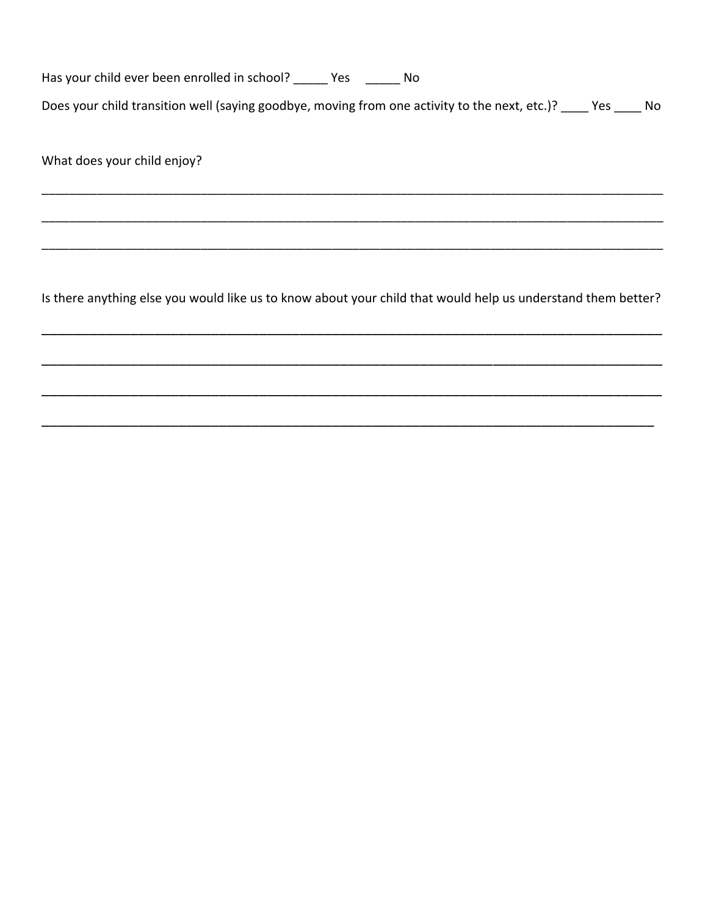Has your child ever been enrolled in school? _____ Yes _____ No

Does your child transition well (saying goodbye, moving from one activity to the next, etc.)? ____ Yes ____ No

What does your child enjoy?

_______________________________________________________________________________________________

_______________________________________________________________________________________________

_______________________________________________________________________________________________

Is there anything else you would like us to know about your child that would help us understand them better?

_______________________________________________________________________________________________

_______________________________________________________________________________________________

_______________________________________________________________________________________________

_______________________________________________________________________________________________